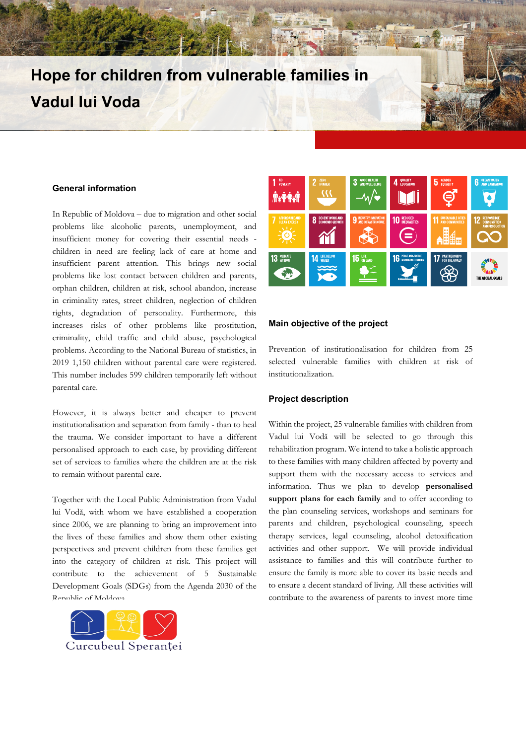# Hope for children from vulnerable families in Vadul lui Voda

## General information

In Republic of Moldova – due to migration and other social problems like alcoholic parents, unemployment, and insufficient money for covering their essential needs - children in need are feeling lack of care at home and insufficient parent attention. This brings new social problems like lost contact between children and parents, orphan children, children at risk, school abandon, increase in criminality rates, street children, neglection of children rights, degradation of personality. Furthermore, this increases risks of other problems like prostitution, criminality, child traffic and child abuse, psychological problems. According to the National Bureau of statistics, in 2019 1,150 children without parental care were registered. This number includes 599 children temporarily left without parental care.

However, it is always better and cheaper to prevent institutionalisation and separation from family - than to heal the trauma. We consider important to have a different personalised approach to each case, by providing different set of services to families where the children are at the risk to remain without parental care.

Together with the Local Public Administration from Vadul lui Vodă, with whom we have established a cooperation since 2006, we are planning to bring an improvement into the lives of these families and show them other existing perspectives and prevent children from these families get into the category of children at risk. This project will contribute to the achievement of 5 Sustainable Development Goals (SDGs) from the Agenda 2030 of the Republic of Moldova.

Curcubeul Speranței

## Main objective of the project

Prevention of institutionalisation for children from 25 selected vulnerable families with children at risk of institutionalization.

## Project description

Within the project, 25 vulnerable families with children from Vadul lui Vodă will be selected to go through this rehabilitation program. We intend to take a holistic approach to these families with many children affected by poverty and support them with the necessary access to services and information. Thus we plan to develop **personalised support plans for each family** and to offer according to the plan counseling services, workshops and seminars for parents and children, psychological counseling, speech therapy services, legal counseling, alcohol detoxification activities and other support. We will provide individual assistance to families and this will contribute further to ensure the family is more able to cover its basic needs and to ensure a decent standard of living. All these activities will contribute to the awareness of parents to invest more time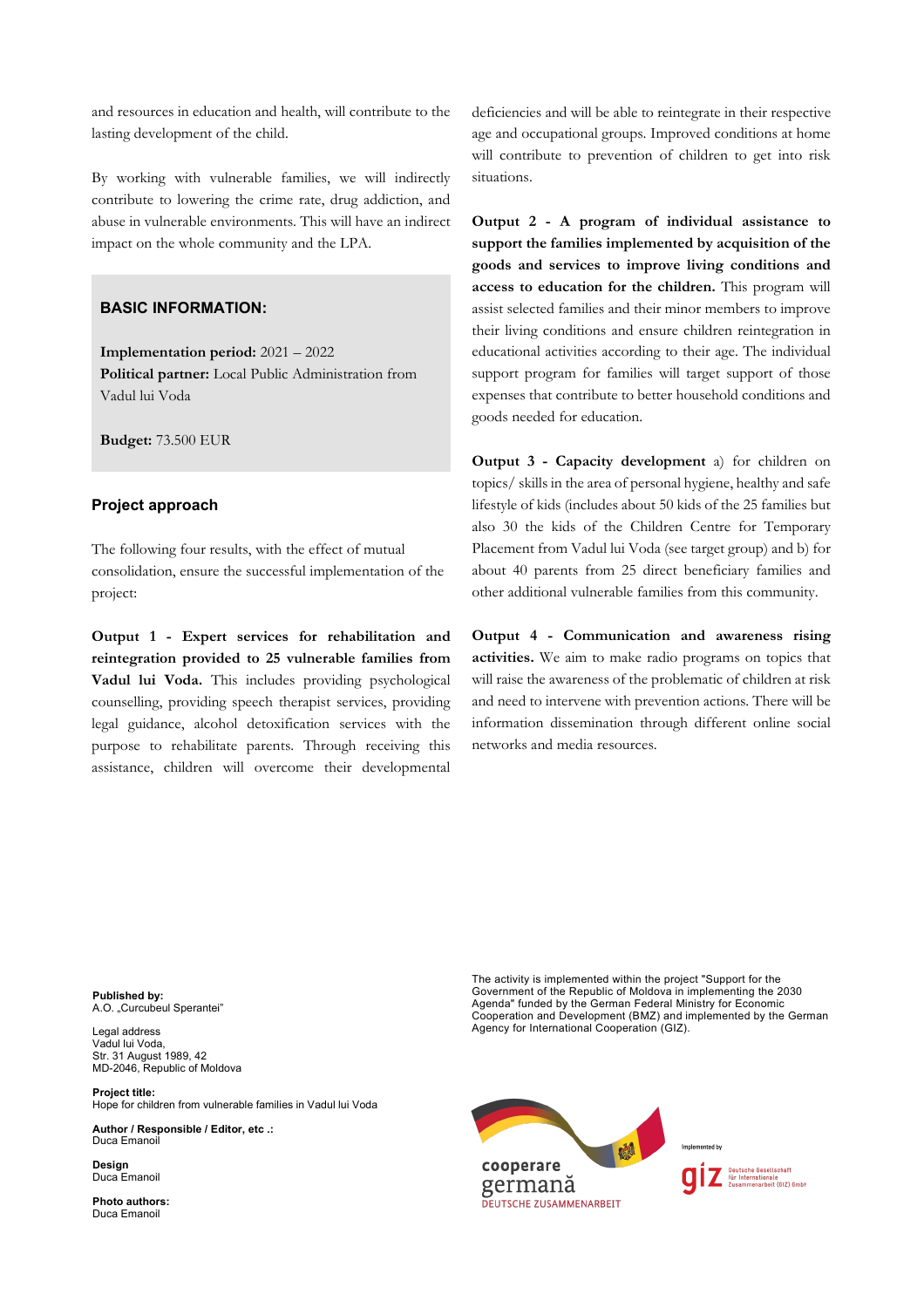and resources in education and health, will contribute to the lasting development of the child.

By working with vulnerable families, we will indirectly contribute to lowering the crime rate, drug addiction, and abuse in vulnerable environments. This will have an indirect impact on the whole community and the LPA.

### BASIC INFORMATION:

**Implementation period:** 2021 – 2022
**Political partner:** Local Public Administration from Vadul lui Voda

**Budget:** 73.500 EUR

### Project approach

The following four results, with the effect of mutual consolidation, ensure the successful implementation of the project:

**Output 1 - Expert services for rehabilitation and reintegration provided to 25 vulnerable families from Vadul lui Voda.** This includes providing psychological counselling, providing speech therapist services, providing legal guidance, alcohol detoxification services with the purpose to rehabilitate parents. Through receiving this assistance, children will overcome their developmental deficiencies and will be able to reintegrate in their respective age and occupational groups. Improved conditions at home will contribute to prevention of children to get into risk situations.

**Output 2 - A program of individual assistance to support the families implemented by acquisition of the goods and services to improve living conditions and access to education for the children.** This program will assist selected families and their minor members to improve their living conditions and ensure children reintegration in educational activities according to their age. The individual support program for families will target support of those expenses that contribute to better household conditions and goods needed for education.

**Output 3 - Capacity development** a) for children on topics/ skills in the area of personal hygiene, healthy and safe lifestyle of kids (includes about 50 kids of the 25 families but also 30 the kids of the Children Centre for Temporary Placement from Vadul lui Voda (see target group) and b) for about 40 parents from 25 direct beneficiary families and other additional vulnerable families from this community.

**Output 4 - Communication and awareness rising activities.** We aim to make radio programs on topics that will raise the awareness of the problematic of children at risk and need to intervene with prevention actions. There will be information dissemination through different online social networks and media resources.

**Published by:**
A.O. „Curcubeul Sperantei"

Legal address
Vadul lui Voda,
Str. 31 August 1989, 42
MD-2046, Republic of Moldova

**Project title:**
Hope for children from vulnerable families in Vadul lui Voda

**Author / Responsible / Editor, etc .:**
Duca Emanoil

**Design**
Duca Emanoil

**Photo authors:**
Duca Emanoil

The activity is implemented within the project "Support for the Government of the Republic of Moldova in implementing the 2030 Agenda" funded by the German Federal Ministry for Economic Cooperation and Development (BMZ) and implemented by the German Agency for International Cooperation (GIZ).

cooperare germană
DEUTSCHE ZUSAMMENARBEIT

Implemented by
giz Deutsche Gesellschaft für Internationale Zusammenarbeit (GIZ) GmbH